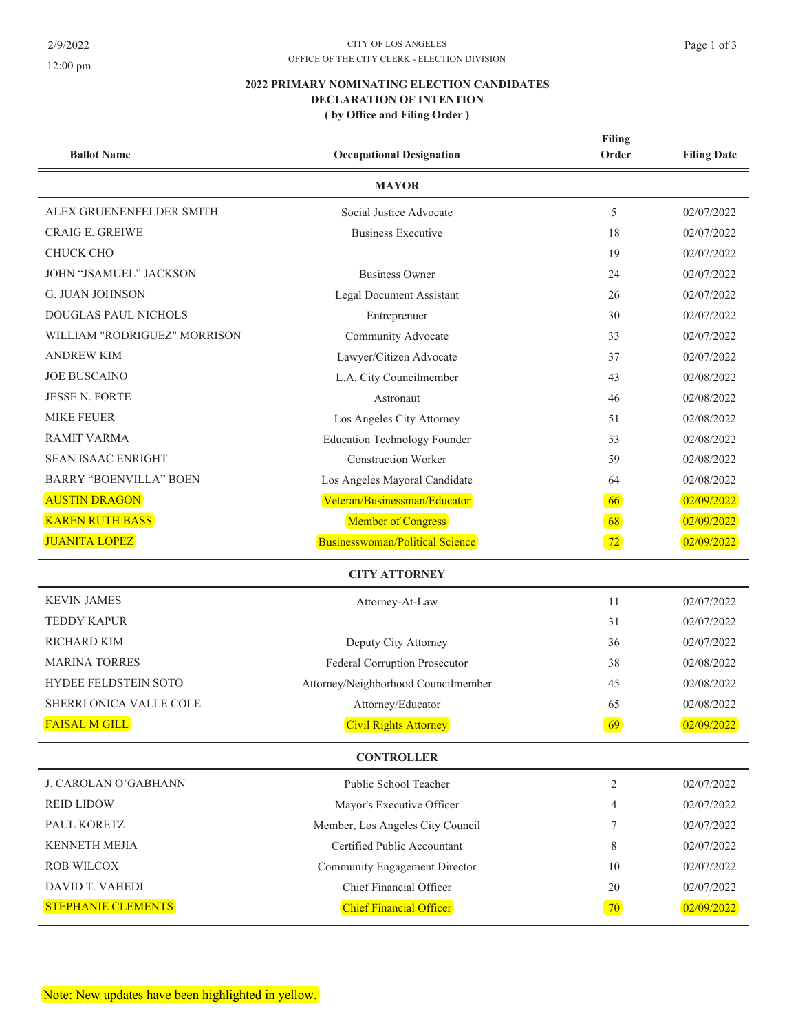2/9/2022

12:00 pm

CITY OF LOS ANGELES

OFFICE OF THE CITY CLERK - ELECTION DIVISION

## 2022 PRIMARY NOMINATING ELECTION CANDIDATES
## DECLARATION OF INTENTION
### ( by Office and Filing Order )

| Ballot Name | Occupational Designation | Filing Order | Filing Date |
|---|---|---|---|
| **MAYOR** | | | |
| ALEX GRUENENFELDER SMITH | Social Justice Advocate | 5 | 02/07/2022 |
| CRAIG E. GREIWE | Business Executive | 18 | 02/07/2022 |
| CHUCK CHO | | 19 | 02/07/2022 |
| JOHN "JSAMUEL" JACKSON | Business Owner | 24 | 02/07/2022 |
| G. JUAN JOHNSON | Legal Document Assistant | 26 | 02/07/2022 |
| DOUGLAS PAUL NICHOLS | Entreprenuer | 30 | 02/07/2022 |
| WILLIAM "RODRIGUEZ" MORRISON | Community Advocate | 33 | 02/07/2022 |
| ANDREW KIM | Lawyer/Citizen Advocate | 37 | 02/07/2022 |
| JOE BUSCAINO | L.A. City Councilmember | 43 | 02/08/2022 |
| JESSE N. FORTE | Astronaut | 46 | 02/08/2022 |
| MIKE FEUER | Los Angeles City Attorney | 51 | 02/08/2022 |
| RAMIT VARMA | Education Technology Founder | 53 | 02/08/2022 |
| SEAN ISAAC ENRIGHT | Construction Worker | 59 | 02/08/2022 |
| BARRY "BOENVILLA" BOEN | Los Angeles Mayoral Candidate | 64 | 02/08/2022 |
| AUSTIN DRAGON | Veteran/Businessman/Educator | 66 | 02/09/2022 |
| KAREN RUTH BASS | Member of Congress | 68 | 02/09/2022 |
| JUANITA LOPEZ | Businesswoman/Political Science | 72 | 02/09/2022 |
| **CITY ATTORNEY** | | | |
| KEVIN JAMES | Attorney-At-Law | 11 | 02/07/2022 |
| TEDDY KAPUR | | 31 | 02/07/2022 |
| RICHARD KIM | Deputy City Attorney | 36 | 02/07/2022 |
| MARINA TORRES | Federal Corruption Prosecutor | 38 | 02/08/2022 |
| HYDEE FELDSTEIN SOTO | Attorney/Neighborhood Councilmember | 45 | 02/08/2022 |
| SHERRI ONICA VALLE COLE | Attorney/Educator | 65 | 02/08/2022 |
| FAISAL M GILL | Civil Rights Attorney | 69 | 02/09/2022 |
| **CONTROLLER** | | | |
| J. CAROLAN O'GABHANN | Public School Teacher | 2 | 02/07/2022 |
| REID LIDOW | Mayor's Executive Officer | 4 | 02/07/2022 |
| PAUL KORETZ | Member, Los Angeles City Council | 7 | 02/07/2022 |
| KENNETH MEJIA | Certified Public Accountant | 8 | 02/07/2022 |
| ROB WILCOX | Community Engagement Director | 10 | 02/07/2022 |
| DAVID T. VAHEDI | Chief Financial Officer | 20 | 02/07/2022 |
| STEPHANIE CLEMENTS | Chief Financial Officer | 70 | 02/09/2022 |

Note: New updates have been highlighted in yellow.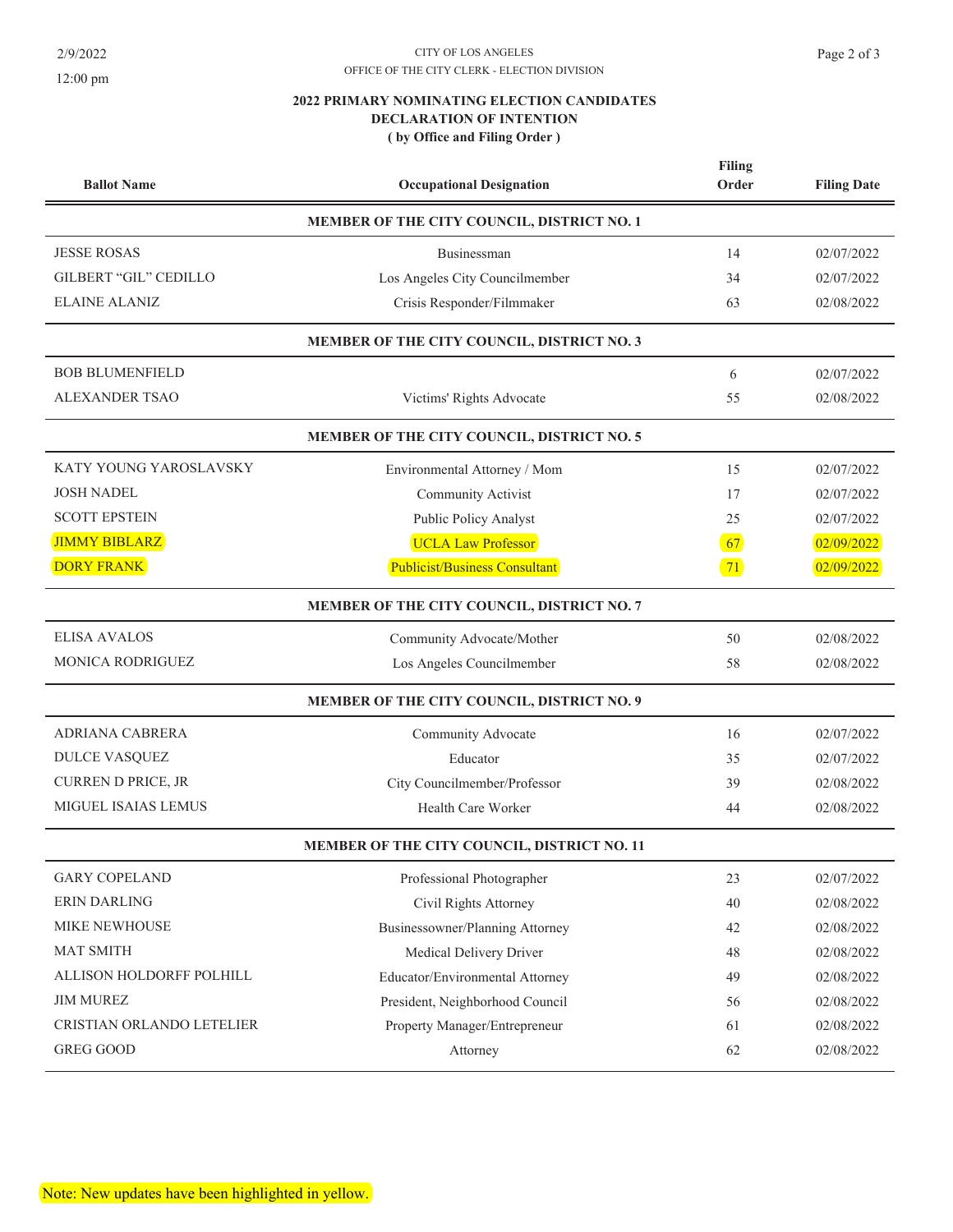CITY OF LOS ANGELES

OFFICE OF THE CITY CLERK - ELECTION DIVISION

2/9/2022

12:00 pm

## 2022 PRIMARY NOMINATING ELECTION CANDIDATES
## DECLARATION OF INTENTION
### ( by Office and Filing Order )

| Ballot Name | Occupational Designation | Filing Order | Filing Date |
|---|---|---|---|
| | **MEMBER OF THE CITY COUNCIL, DISTRICT NO. 1** | | |
| JESSE ROSAS | Businessman | 14 | 02/07/2022 |
| GILBERT "GIL" CEDILLO | Los Angeles City Councilmember | 34 | 02/07/2022 |
| ELAINE ALANIZ | Crisis Responder/Filmmaker | 63 | 02/08/2022 |
| | **MEMBER OF THE CITY COUNCIL, DISTRICT NO. 3** | | |
| BOB BLUMENFIELD | | 6 | 02/07/2022 |
| ALEXANDER TSAO | Victims' Rights Advocate | 55 | 02/08/2022 |
| | **MEMBER OF THE CITY COUNCIL, DISTRICT NO. 5** | | |
| KATY YOUNG YAROSLAVSKY | Environmental Attorney / Mom | 15 | 02/07/2022 |
| JOSH NADEL | Community Activist | 17 | 02/07/2022 |
| SCOTT EPSTEIN | Public Policy Analyst | 25 | 02/07/2022 |
| JIMMY BIBLARZ | UCLA Law Professor | 67 | 02/09/2022 |
| DORY FRANK | Publicist/Business Consultant | 71 | 02/09/2022 |
| | **MEMBER OF THE CITY COUNCIL, DISTRICT NO. 7** | | |
| ELISA AVALOS | Community Advocate/Mother | 50 | 02/08/2022 |
| MONICA RODRIGUEZ | Los Angeles Councilmember | 58 | 02/08/2022 |
| | **MEMBER OF THE CITY COUNCIL, DISTRICT NO. 9** | | |
| ADRIANA CABRERA | Community Advocate | 16 | 02/07/2022 |
| DULCE VASQUEZ | Educator | 35 | 02/07/2022 |
| CURREN D PRICE, JR | City Councilmember/Professor | 39 | 02/08/2022 |
| MIGUEL ISAIAS LEMUS | Health Care Worker | 44 | 02/08/2022 |
| | **MEMBER OF THE CITY COUNCIL, DISTRICT NO. 11** | | |
| GARY COPELAND | Professional Photographer | 23 | 02/07/2022 |
| ERIN DARLING | Civil Rights Attorney | 40 | 02/08/2022 |
| MIKE NEWHOUSE | Businessowner/Planning Attorney | 42 | 02/08/2022 |
| MAT SMITH | Medical Delivery Driver | 48 | 02/08/2022 |
| ALLISON HOLDORFF POLHILL | Educator/Environmental Attorney | 49 | 02/08/2022 |
| JIM MUREZ | President, Neighborhood Council | 56 | 02/08/2022 |
| CRISTIAN ORLANDO LETELIER | Property Manager/Entrepreneur | 61 | 02/08/2022 |
| GREG GOOD | Attorney | 62 | 02/08/2022 |

Note: New updates have been highlighted in yellow.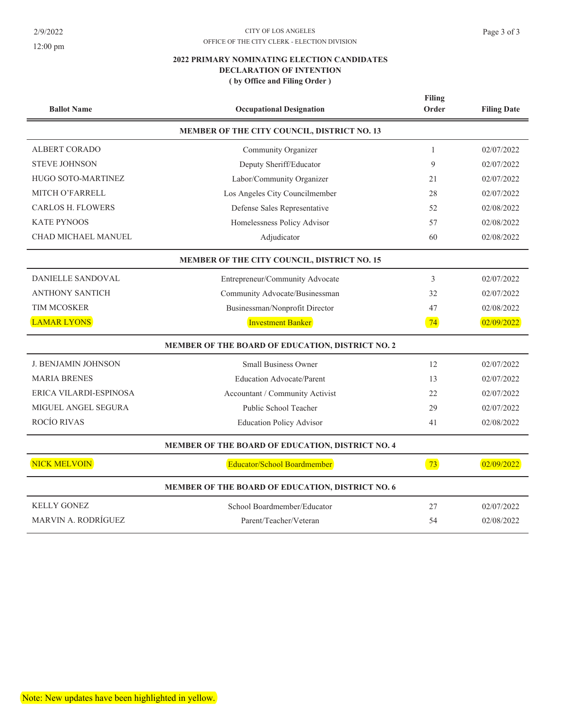CITY OF LOS ANGELES
OFFICE OF THE CITY CLERK - ELECTION DIVISION

2/9/2022
12:00 pm

## 2022 PRIMARY NOMINATING ELECTION CANDIDATES
## DECLARATION OF INTENTION
### ( by Office and Filing Order )

| Ballot Name | Occupational Designation | Filing Order | Filing Date |
|---|---|---|---|
| **MEMBER OF THE CITY COUNCIL, DISTRICT NO. 13** | | | |
| ALBERT CORADO | Community Organizer | 1 | 02/07/2022 |
| STEVE JOHNSON | Deputy Sheriff/Educator | 9 | 02/07/2022 |
| HUGO SOTO-MARTINEZ | Labor/Community Organizer | 21 | 02/07/2022 |
| MITCH O'FARRELL | Los Angeles City Councilmember | 28 | 02/07/2022 |
| CARLOS H. FLOWERS | Defense Sales Representative | 52 | 02/08/2022 |
| KATE PYNOOS | Homelessness Policy Advisor | 57 | 02/08/2022 |
| CHAD MICHAEL MANUEL | Adjudicator | 60 | 02/08/2022 |
| **MEMBER OF THE CITY COUNCIL, DISTRICT NO. 15** | | | |
| DANIELLE SANDOVAL | Entrepreneur/Community Advocate | 3 | 02/07/2022 |
| ANTHONY SANTICH | Community Advocate/Businessman | 32 | 02/07/2022 |
| TIM MCOSKER | Businessman/Nonprofit Director | 47 | 02/08/2022 |
| LAMAR LYONS | Investment Banker | 74 | 02/09/2022 |
| **MEMBER OF THE BOARD OF EDUCATION, DISTRICT NO. 2** | | | |
| J. BENJAMIN JOHNSON | Small Business Owner | 12 | 02/07/2022 |
| MARIA BRENES | Education Advocate/Parent | 13 | 02/07/2022 |
| ERICA VILARDI-ESPINOSA | Accountant / Community Activist | 22 | 02/07/2022 |
| MIGUEL ANGEL SEGURA | Public School Teacher | 29 | 02/07/2022 |
| ROCÍO RIVAS | Education Policy Advisor | 41 | 02/08/2022 |
| **MEMBER OF THE BOARD OF EDUCATION, DISTRICT NO. 4** | | | |
| NICK MELVOIN | Educator/School Boardmember | 73 | 02/09/2022 |
| **MEMBER OF THE BOARD OF EDUCATION, DISTRICT NO. 6** | | | |
| KELLY GONEZ | School Boardmember/Educator | 27 | 02/07/2022 |
| MARVIN A. RODRÍGUEZ | Parent/Teacher/Veteran | 54 | 02/08/2022 |

Note: New updates have been highlighted in yellow.